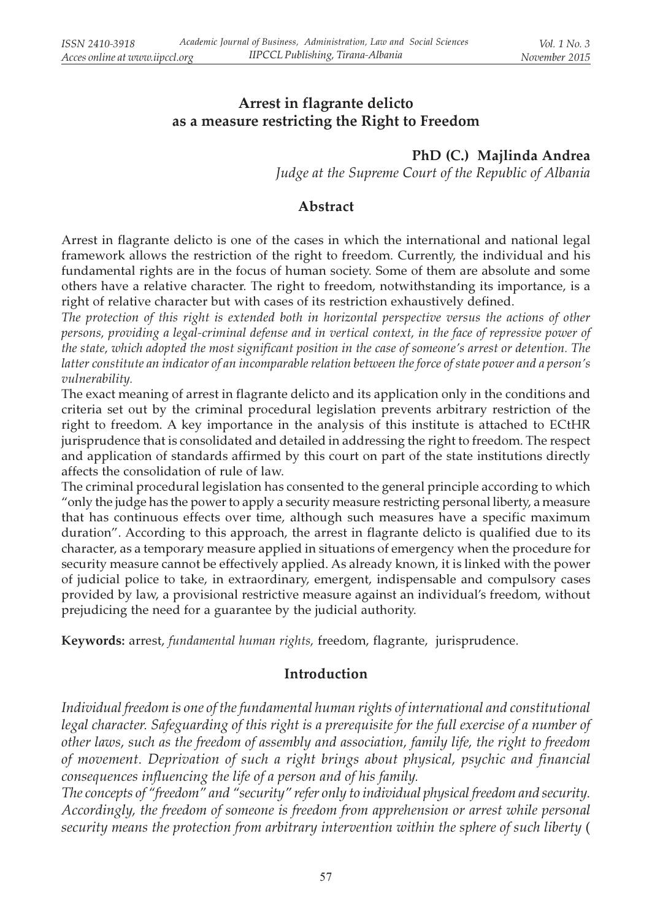# Arrest in flagrante delicto as a measure restricting the Right to Freedom

**PhD (C.) Majlinda Andrea**

*Judge at the Supreme Court of the Republic of Albania*

## Abstract

Arrest in flagrante delicto is one of the cases in which the international and national legal framework allows the restriction of the right to freedom. Currently, the individual and his fundamental rights are in the focus of human society. Some of them are absolute and some others have a relative character. The right to freedom, notwithstanding its importance, is a right of relative character but with cases of its restriction exhaustively defined.

*The protection of this right is extended both in horizontal perspective versus the actions of other persons, providing a legal-criminal defense and in vertical context, in the face of repressive power of the state, which adopted the most significant position in the case of someone's arrest or detention. The latter constitute an indicator of an incomparable relation between the force of state power and a person's vulnerability.*

The exact meaning of arrest in flagrante delicto and its application only in the conditions and criteria set out by the criminal procedural legislation prevents arbitrary restriction of the right to freedom. A key importance in the analysis of this institute is attached to ECtHR jurisprudence that is consolidated and detailed in addressing the right to freedom. The respect and application of standards affirmed by this court on part of the state institutions directly affects the consolidation of rule of law.

The criminal procedural legislation has consented to the general principle according to which "only the judge has the power to apply a security measure restricting personal liberty, a measure that has continuous effects over time, although such measures have a specific maximum duration". According to this approach, the arrest in flagrante delicto is qualified due to its character, as a temporary measure applied in situations of emergency when the procedure for security measure cannot be effectively applied. As already known, it is linked with the power of judicial police to take, in extraordinary, emergent, indispensable and compulsory cases provided by law, a provisional restrictive measure against an individual's freedom, without prejudicing the need for a guarantee by the judicial authority.

**Keywords:** arrest, *fundamental human rights,* freedom, flagrante, jurisprudence.

## Introduction

*Individual freedom is one of the fundamental human rights of international and constitutional legal character. Safeguarding of this right is a prerequisite for the full exercise of a number of other laws, such as the freedom of assembly and association, family life, the right to freedom of movement. Deprivation of such a right brings about physical, psychic and financial consequences influencing the life of a person and of his family.*

*The concepts of "freedom" and "security" refer only to individual physical freedom and security. Accordingly, the freedom of someone is freedom from apprehension or arrest while personal security means the protection from arbitrary intervention within the sphere of such liberty* (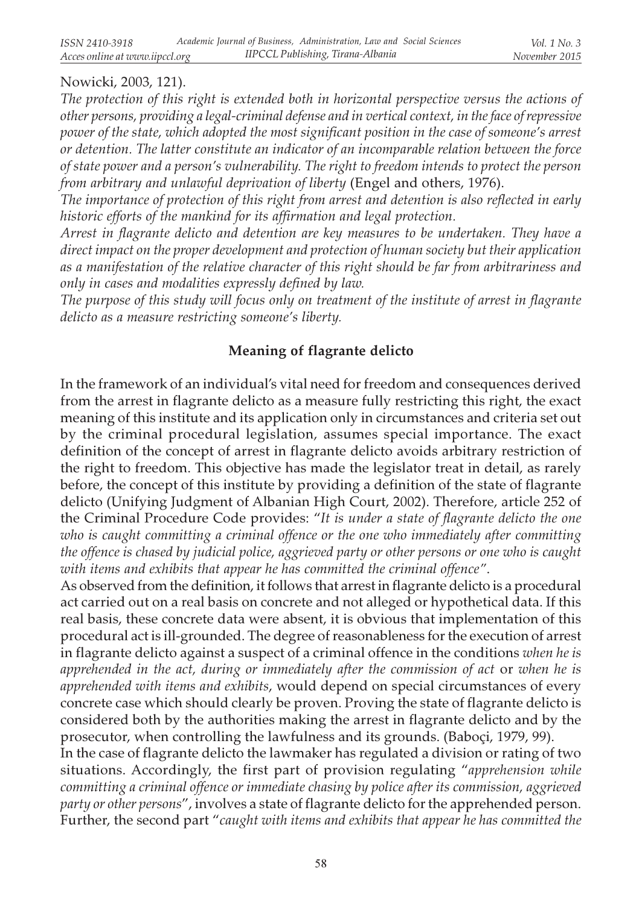Nowicki, 2003, 121).

*The protection of this right is extended both in horizontal perspective versus the actions of other persons, providing a legal-criminal defense and in vertical context, in the face of repressive power of the state, which adopted the most significant position in the case of someone's arrest or detention. The latter constitute an indicator of an incomparable relation between the force of state power and a person's vulnerability. The right to freedom intends to protect the person from arbitrary and unlawful deprivation of liberty* (Engel and others, 1976).

*The importance of protection of this right from arrest and detention is also reflected in early historic efforts of the mankind for its affirmation and legal protection.*

*Arrest in flagrante delicto and detention are key measures to be undertaken. They have a direct impact on the proper development and protection of human society but their application as a manifestation of the relative character of this right should be far from arbitrariness and only in cases and modalities expressly defined by law.*

*The purpose of this study will focus only on treatment of the institute of arrest in flagrante delicto as a measure restricting someone's liberty.*

## Meaning of flagrante delicto

In the framework of an individual's vital need for freedom and consequences derived from the arrest in flagrante delicto as a measure fully restricting this right, the exact meaning of this institute and its application only in circumstances and criteria set out by the criminal procedural legislation, assumes special importance. The exact definition of the concept of arrest in flagrante delicto avoids arbitrary restriction of the right to freedom. This objective has made the legislator treat in detail, as rarely before, the concept of this institute by providing a definition of the state of flagrante delicto (Unifying Judgment of Albanian High Court, 2002). Therefore, article 252 of the Criminal Procedure Code provides: "*It is under a state of flagrante delicto the one who is caught committing a criminal offence or the one who immediately after committing the offence is chased by judicial police, aggrieved party or other persons or one who is caught with items and exhibits that appear he has committed the criminal offence*".

As observed from the definition, it follows that arrest in flagrante delicto is a procedural act carried out on a real basis on concrete and not alleged or hypothetical data. If this real basis, these concrete data were absent, it is obvious that implementation of this procedural act is ill-grounded. The degree of reasonableness for the execution of arrest in flagrante delicto against a suspect of a criminal offence in the conditions *when he is apprehended in the act, during or immediately after the commission of act* or *when he is apprehended with items and exhibits*, would depend on special circumstances of every concrete case which should clearly be proven. Proving the state of flagrante delicto is considered both by the authorities making the arrest in flagrante delicto and by the prosecutor, when controlling the lawfulness and its grounds. (Baboçi, 1979, 99).

In the case of flagrante delicto the lawmaker has regulated a division or rating of two situations. Accordingly, the first part of provision regulating "*apprehension while committing a criminal offence or immediate chasing by police after its commission, aggrieved party or other persons*", involves a state of flagrante delicto for the apprehended person. Further, the second part "*caught with items and exhibits that appear he has committed the*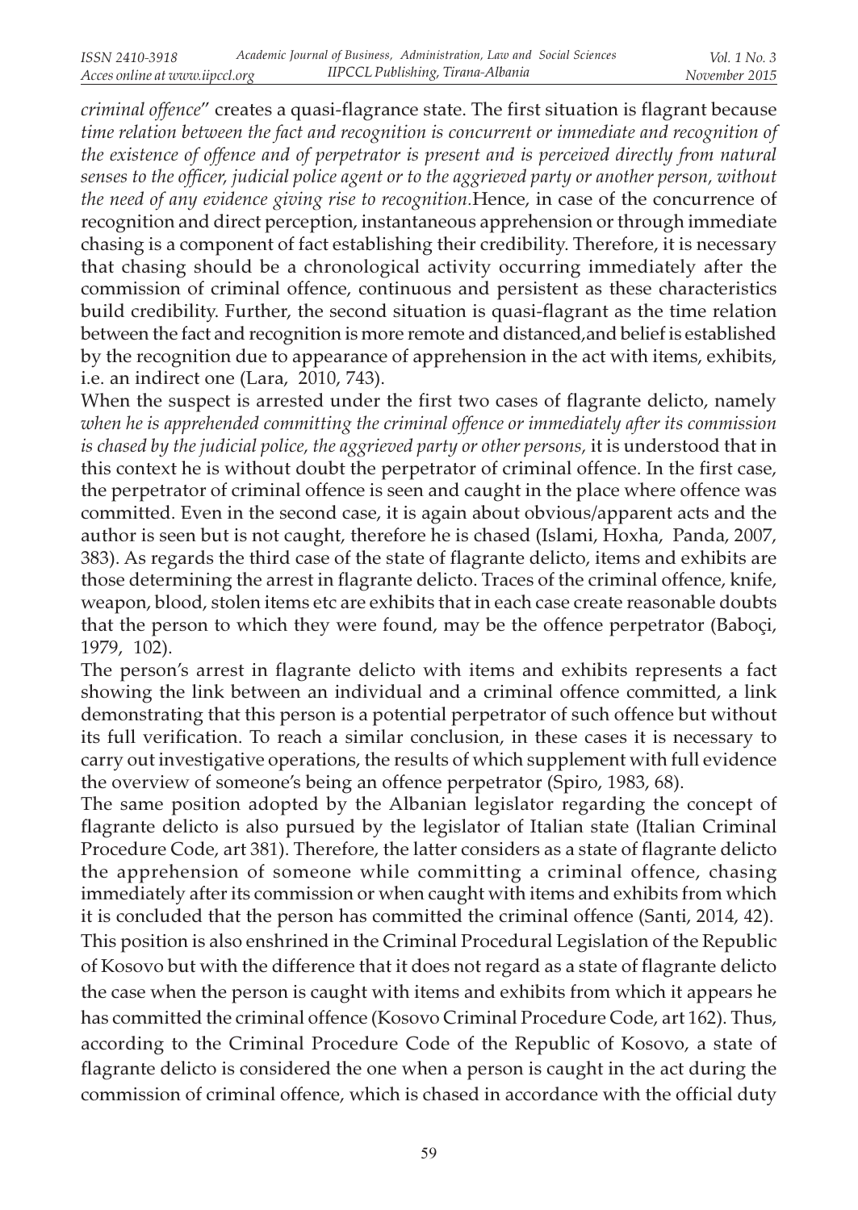*criminal offence*" creates a quasi-flagrance state. The first situation is flagrant because *time relation between the fact and recognition is concurrent or immediate and recognition of the existence of offence and of perpetrator is present and is perceived directly from natural senses to the officer, judicial police agent or to the aggrieved party or another person, without the need of any evidence giving rise to recognition.*Hence, in case of the concurrence of recognition and direct perception, instantaneous apprehension or through immediate chasing is a component of fact establishing their credibility. Therefore, it is necessary that chasing should be a chronological activity occurring immediately after the commission of criminal offence, continuous and persistent as these characteristics build credibility. Further, the second situation is quasi-flagrant as the time relation between the fact and recognition is more remote and distanced,and belief is established by the recognition due to appearance of apprehension in the act with items, exhibits, i.e. an indirect one (Lara, 2010, 743).

When the suspect is arrested under the first two cases of flagrante delicto, namely *when he is apprehended committing the criminal offence or immediately after its commission is chased by the judicial police, the aggrieved party or other persons*, it is understood that in this context he is without doubt the perpetrator of criminal offence. In the first case, the perpetrator of criminal offence is seen and caught in the place where offence was committed. Even in the second case, it is again about obvious/apparent acts and the author is seen but is not caught, therefore he is chased (Islami, Hoxha, Panda, 2007, 383). As regards the third case of the state of flagrante delicto, items and exhibits are those determining the arrest in flagrante delicto. Traces of the criminal offence, knife, weapon, blood, stolen items etc are exhibits that in each case create reasonable doubts that the person to which they were found, may be the offence perpetrator (Baboçi, 1979, 102).

The person's arrest in flagrante delicto with items and exhibits represents a fact showing the link between an individual and a criminal offence committed, a link demonstrating that this person is a potential perpetrator of such offence but without its full verification. To reach a similar conclusion, in these cases it is necessary to carry out investigative operations, the results of which supplement with full evidence the overview of someone's being an offence perpetrator (Spiro, 1983, 68).

The same position adopted by the Albanian legislator regarding the concept of flagrante delicto is also pursued by the legislator of Italian state (Italian Criminal Procedure Code, art 381). Therefore, the latter considers as a state of flagrante delicto the apprehension of someone while committing a criminal offence, chasing immediately after its commission or when caught with items and exhibits from which it is concluded that the person has committed the criminal offence (Santi, 2014, 42).

This position is also enshrined in the Criminal Procedural Legislation of the Republic of Kosovo but with the difference that it does not regard as a state of flagrante delicto the case when the person is caught with items and exhibits from which it appears he has committed the criminal offence (Kosovo Criminal Procedure Code, art 162). Thus, according to the Criminal Procedure Code of the Republic of Kosovo, a state of flagrante delicto is considered the one when a person is caught in the act during the commission of criminal offence, which is chased in accordance with the official duty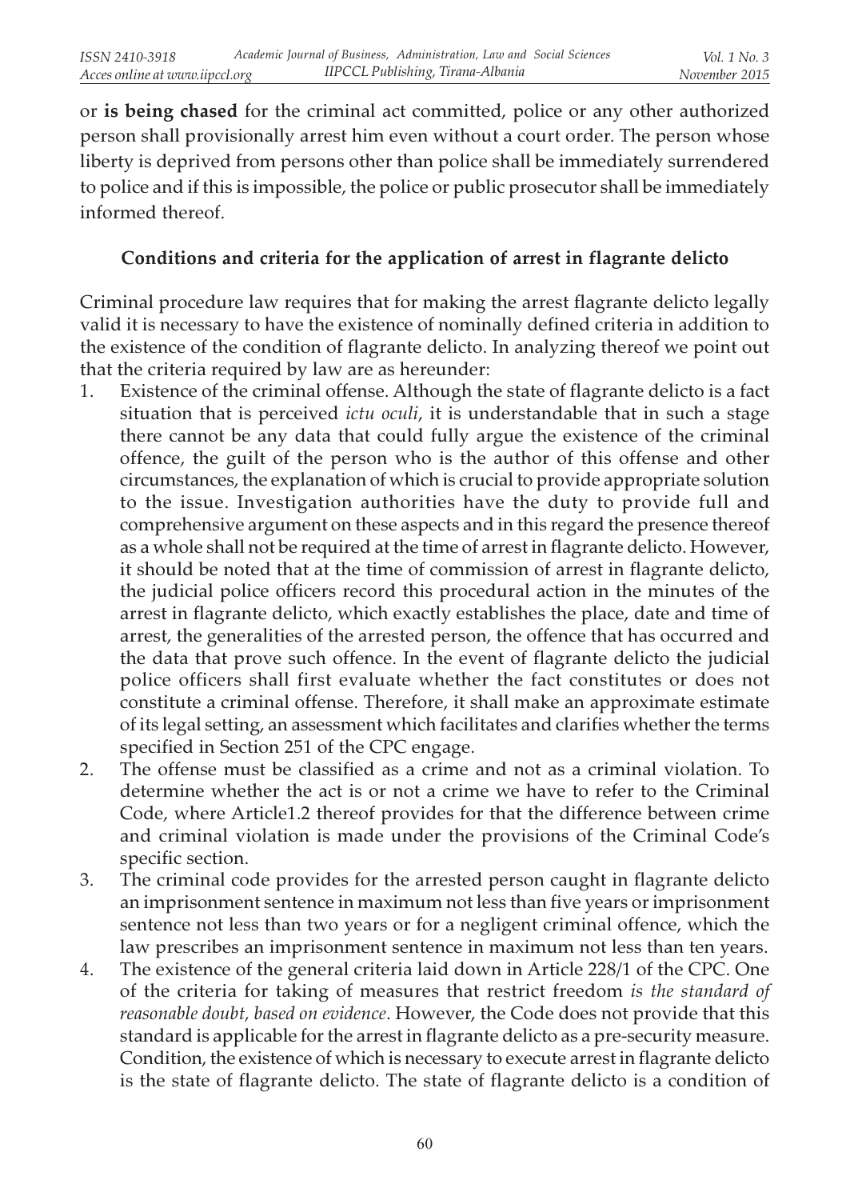or **is being chased** for the criminal act committed, police or any other authorized person shall provisionally arrest him even without a court order. The person whose liberty is deprived from persons other than police shall be immediately surrendered to police and if this is impossible, the police or public prosecutor shall be immediately informed thereof.

### Conditions and criteria for the application of arrest in flagrante delicto

Criminal procedure law requires that for making the arrest flagrante delicto legally valid it is necessary to have the existence of nominally defined criteria in addition to the existence of the condition of flagrante delicto. In analyzing thereof we point out that the criteria required by law are as hereunder:

1. Existence of the criminal offense. Although the state of flagrante delicto is a fact situation that is perceived *ictu oculi*, it is understandable that in such a stage there cannot be any data that could fully argue the existence of the criminal offence, the guilt of the person who is the author of this offense and other circumstances, the explanation of which is crucial to provide appropriate solution to the issue. Investigation authorities have the duty to provide full and comprehensive argument on these aspects and in this regard the presence thereof as a whole shall not be required at the time of arrest in flagrante delicto. However, it should be noted that at the time of commission of arrest in flagrante delicto, the judicial police officers record this procedural action in the minutes of the arrest in flagrante delicto, which exactly establishes the place, date and time of arrest, the generalities of the arrested person, the offence that has occurred and the data that prove such offence. In the event of flagrante delicto the judicial police officers shall first evaluate whether the fact constitutes or does not constitute a criminal offense. Therefore, it shall make an approximate estimate of its legal setting, an assessment which facilitates and clarifies whether the terms specified in Section 251 of the CPC engage.
2. The offense must be classified as a crime and not as a criminal violation. To determine whether the act is or not a crime we have to refer to the Criminal Code, where Article1.2 thereof provides for that the difference between crime and criminal violation is made under the provisions of the Criminal Code's specific section.
3. The criminal code provides for the arrested person caught in flagrante delicto an imprisonment sentence in maximum not less than five years or imprisonment sentence not less than two years or for a negligent criminal offence, which the law prescribes an imprisonment sentence in maximum not less than ten years.
4. The existence of the general criteria laid down in Article 228/1 of the CPC. One of the criteria for taking of measures that restrict freedom *is the standard of reasonable doubt, based on evidence*. However, the Code does not provide that this standard is applicable for the arrest in flagrante delicto as a pre-security measure. Condition, the existence of which is necessary to execute arrest in flagrante delicto is the state of flagrante delicto. The state of flagrante delicto is a condition of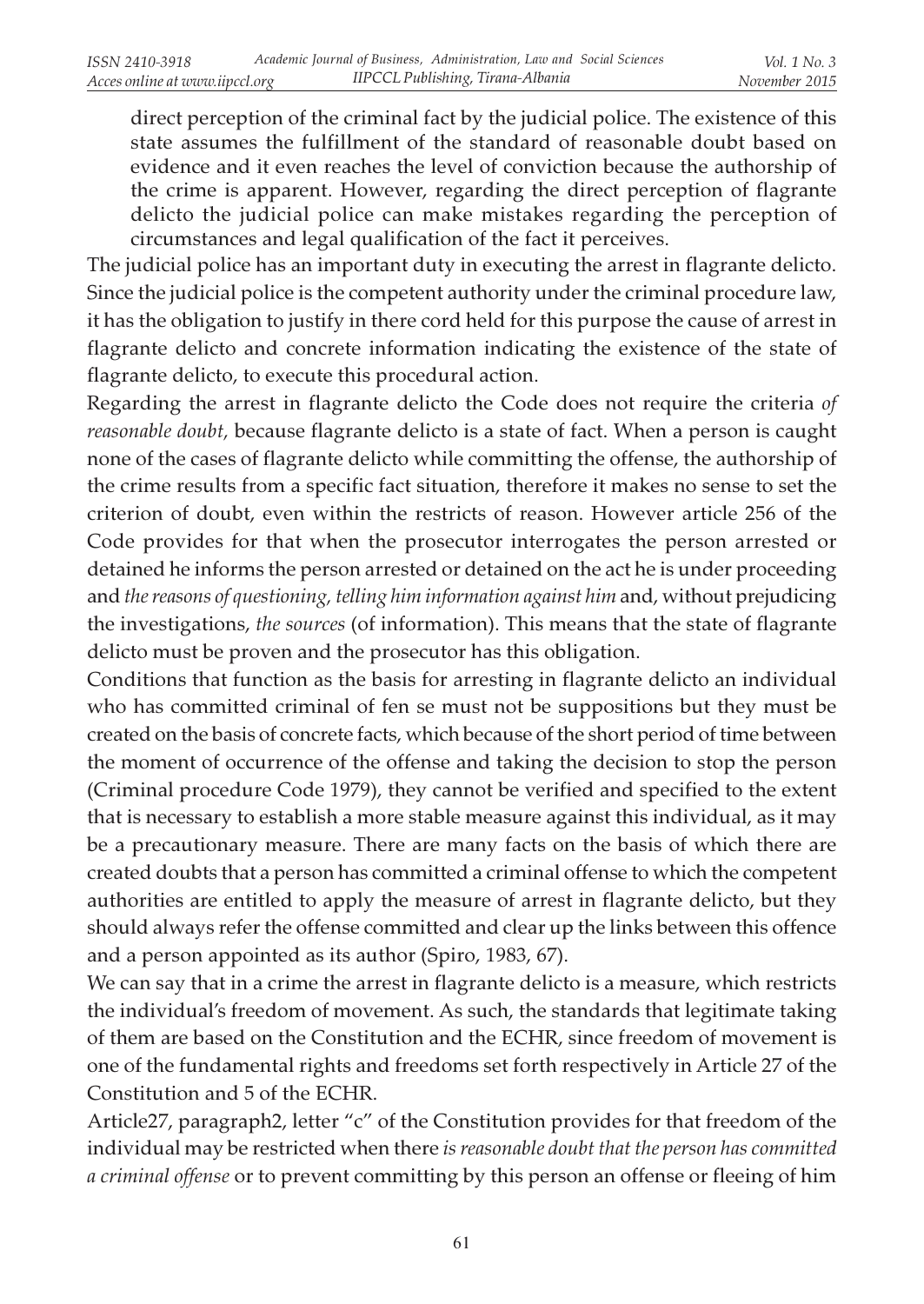direct perception of the criminal fact by the judicial police. The existence of this state assumes the fulfillment of the standard of reasonable doubt based on evidence and it even reaches the level of conviction because the authorship of the crime is apparent. However, regarding the direct perception of flagrante delicto the judicial police can make mistakes regarding the perception of circumstances and legal qualification of the fact it perceives.

The judicial police has an important duty in executing the arrest in flagrante delicto. Since the judicial police is the competent authority under the criminal procedure law, it has the obligation to justify in there cord held for this purpose the cause of arrest in flagrante delicto and concrete information indicating the existence of the state of flagrante delicto, to execute this procedural action.

Regarding the arrest in flagrante delicto the Code does not require the criteria *of reasonable doubt*, because flagrante delicto is a state of fact. When a person is caught none of the cases of flagrante delicto while committing the offense, the authorship of the crime results from a specific fact situation, therefore it makes no sense to set the criterion of doubt, even within the restricts of reason. However article 256 of the Code provides for that when the prosecutor interrogates the person arrested or detained he informs the person arrested or detained on the act he is under proceeding and *the reasons of questioning, telling him information against him* and, without prejudicing the investigations, *the sources* (of information). This means that the state of flagrante delicto must be proven and the prosecutor has this obligation.

Conditions that function as the basis for arresting in flagrante delicto an individual who has committed criminal of fen se must not be suppositions but they must be created on the basis of concrete facts, which because of the short period of time between the moment of occurrence of the offense and taking the decision to stop the person (Criminal procedure Code 1979), they cannot be verified and specified to the extent that is necessary to establish a more stable measure against this individual, as it may be a precautionary measure. There are many facts on the basis of which there are created doubts that a person has committed a criminal offense to which the competent authorities are entitled to apply the measure of arrest in flagrante delicto, but they should always refer the offense committed and clear up the links between this offence and a person appointed as its author (Spiro, 1983, 67).

We can say that in a crime the arrest in flagrante delicto is a measure, which restricts the individual's freedom of movement. As such, the standards that legitimate taking of them are based on the Constitution and the ECHR, since freedom of movement is one of the fundamental rights and freedoms set forth respectively in Article 27 of the Constitution and 5 of the ECHR.

Article27, paragraph2, letter "c" of the Constitution provides for that freedom of the individual may be restricted when there *is reasonable doubt that the person has committed a criminal offense* or to prevent committing by this person an offense or fleeing of him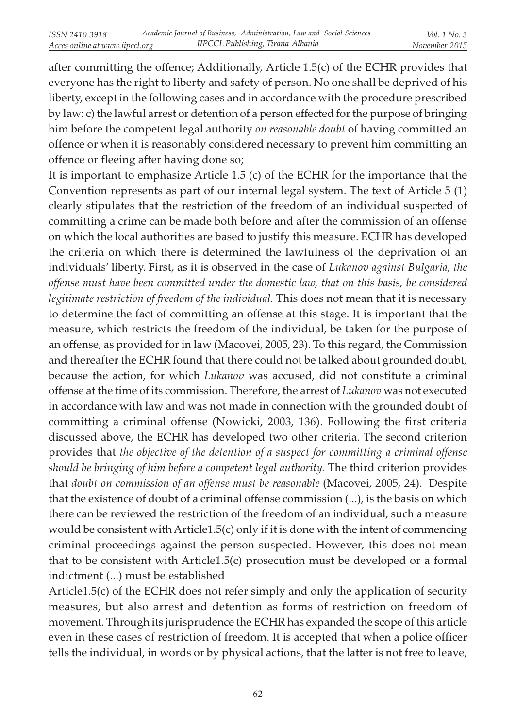after committing the offence; Additionally, Article 1.5(c) of the ECHR provides that everyone has the right to liberty and safety of person. No one shall be deprived of his liberty, except in the following cases and in accordance with the procedure prescribed by law: c) the lawful arrest or detention of a person effected for the purpose of bringing him before the competent legal authority *on reasonable doubt* of having committed an offence or when it is reasonably considered necessary to prevent him committing an offence or fleeing after having done so;

It is important to emphasize Article 1.5 (c) of the ECHR for the importance that the Convention represents as part of our internal legal system. The text of Article 5 (1) clearly stipulates that the restriction of the freedom of an individual suspected of committing a crime can be made both before and after the commission of an offense on which the local authorities are based to justify this measure. ECHR has developed the criteria on which there is determined the lawfulness of the deprivation of an individuals' liberty. First, as it is observed in the case of *Lukanov against Bulgaria, the offense must have been committed under the domestic law, that on this basis, be considered legitimate restriction of freedom of the individual.* This does not mean that it is necessary to determine the fact of committing an offense at this stage. It is important that the measure, which restricts the freedom of the individual, be taken for the purpose of an offense, as provided for in law (Macovei, 2005, 23). To this regard, the Commission and thereafter the ECHR found that there could not be talked about grounded doubt, because the action, for which *Lukanov* was accused, did not constitute a criminal offense at the time of its commission. Therefore, the arrest of *Lukanov* was not executed in accordance with law and was not made in connection with the grounded doubt of committing a criminal offense (Nowicki, 2003, 136). Following the first criteria discussed above, the ECHR has developed two other criteria. The second criterion provides that *the objective of the detention of a suspect for committing a criminal offense should be bringing of him before a competent legal authority.* The third criterion provides that *doubt on commission of an offense must be reasonable* (Macovei, 2005, 24). Despite that the existence of doubt of a criminal offense commission (...), is the basis on which there can be reviewed the restriction of the freedom of an individual, such a measure would be consistent with Article1.5(c) only if it is done with the intent of commencing criminal proceedings against the person suspected. However, this does not mean that to be consistent with Article1.5(c) prosecution must be developed or a formal indictment (...) must be established

Article1.5(c) of the ECHR does not refer simply and only the application of security measures, but also arrest and detention as forms of restriction on freedom of movement. Through its jurisprudence the ECHR has expanded the scope of this article even in these cases of restriction of freedom. It is accepted that when a police officer tells the individual, in words or by physical actions, that the latter is not free to leave,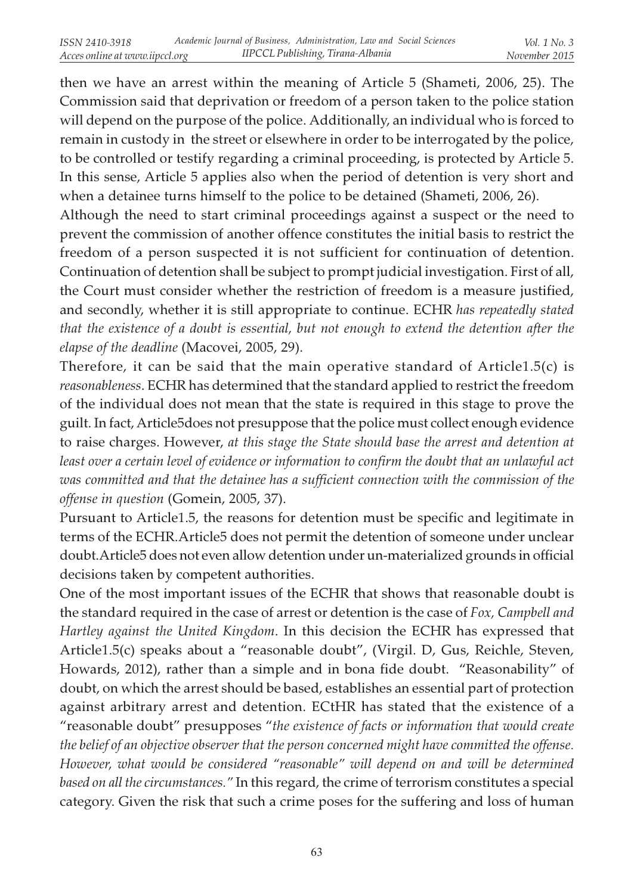then we have an arrest within the meaning of Article 5 (Shameti, 2006, 25). The Commission said that deprivation or freedom of a person taken to the police station will depend on the purpose of the police. Additionally, an individual who is forced to remain in custody in the street or elsewhere in order to be interrogated by the police, to be controlled or testify regarding a criminal proceeding, is protected by Article 5. In this sense, Article 5 applies also when the period of detention is very short and when a detainee turns himself to the police to be detained (Shameti, 2006, 26).

Although the need to start criminal proceedings against a suspect or the need to prevent the commission of another offence constitutes the initial basis to restrict the freedom of a person suspected it is not sufficient for continuation of detention. Continuation of detention shall be subject to prompt judicial investigation. First of all, the Court must consider whether the restriction of freedom is a measure justified, and secondly, whether it is still appropriate to continue. ECHR *has repeatedly stated that the existence of a doubt is essential, but not enough to extend the detention after the elapse of the deadline* (Macovei, 2005, 29).

Therefore, it can be said that the main operative standard of Article1.5(c) is *reasonableness*. ECHR has determined that the standard applied to restrict the freedom of the individual does not mean that the state is required in this stage to prove the guilt. In fact, Article5does not presuppose that the police must collect enough evidence to raise charges. However, *at this stage the State should base the arrest and detention at least over a certain level of evidence or information to confirm the doubt that an unlawful act was committed and that the detainee has a sufficient connection with the commission of the offense in question* (Gomein, 2005, 37).

Pursuant to Article1.5, the reasons for detention must be specific and legitimate in terms of the ECHR.Article5 does not permit the detention of someone under unclear doubt.Article5 does not even allow detention under un-materialized grounds in official decisions taken by competent authorities.

One of the most important issues of the ECHR that shows that reasonable doubt is the standard required in the case of arrest or detention is the case of *Fox, Campbell and Hartley against the United Kingdom*. In this decision the ECHR has expressed that Article1.5(c) speaks about a "reasonable doubt", (Virgil. D, Gus, Reichle, Steven, Howards, 2012), rather than a simple and in bona fide doubt. "Reasonability" of doubt, on which the arrest should be based, establishes an essential part of protection against arbitrary arrest and detention. ECtHR has stated that the existence of a "reasonable doubt" presupposes "*the existence of facts or information that would create the belief of an objective observer that the person concerned might have committed the offense. However, what would be considered "reasonable" will depend on and will be determined based on all the circumstances."* In this regard, the crime of terrorism constitutes a special category. Given the risk that such a crime poses for the suffering and loss of human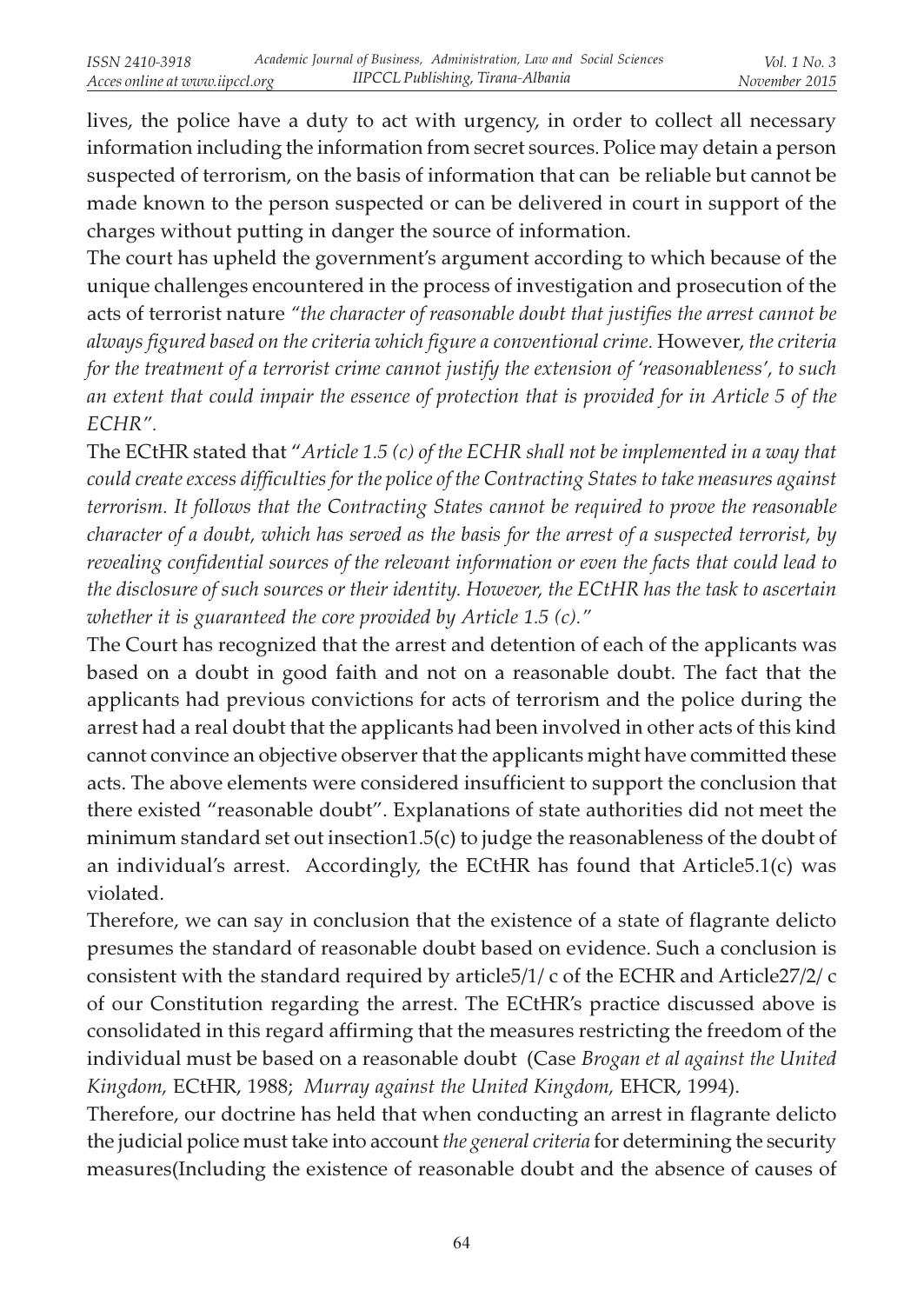lives, the police have a duty to act with urgency, in order to collect all necessary information including the information from secret sources. Police may detain a person suspected of terrorism, on the basis of information that can be reliable but cannot be made known to the person suspected or can be delivered in court in support of the charges without putting in danger the source of information.

The court has upheld the government's argument according to which because of the unique challenges encountered in the process of investigation and prosecution of the acts of terrorist nature *"the character of reasonable doubt that justifies the arrest cannot be always figured based on the criteria which figure a conventional crime.* However, *the criteria for the treatment of a terrorist crime cannot justify the extension of 'reasonableness', to such an extent that could impair the essence of protection that is provided for in Article 5 of the ECHR".*

The ECtHR stated that "*Article 1.5 (c) of the ECHR shall not be implemented in a way that could create excess difficulties for the police of the Contracting States to take measures against terrorism. It follows that the Contracting States cannot be required to prove the reasonable character of a doubt, which has served as the basis for the arrest of a suspected terrorist, by revealing confidential sources of the relevant information or even the facts that could lead to the disclosure of such sources or their identity. However, the ECtHR has the task to ascertain whether it is guaranteed the core provided by Article 1.5 (c).*"

The Court has recognized that the arrest and detention of each of the applicants was based on a doubt in good faith and not on a reasonable doubt. The fact that the applicants had previous convictions for acts of terrorism and the police during the arrest had a real doubt that the applicants had been involved in other acts of this kind cannot convince an objective observer that the applicants might have committed these acts. The above elements were considered insufficient to support the conclusion that there existed "reasonable doubt". Explanations of state authorities did not meet the minimum standard set out insection1.5(c) to judge the reasonableness of the doubt of an individual's arrest. Accordingly, the ECtHR has found that Article5.1(c) was violated.

Therefore, we can say in conclusion that the existence of a state of flagrante delicto presumes the standard of reasonable doubt based on evidence. Such a conclusion is consistent with the standard required by article5/1/ c of the ECHR and Article27/2/ c of our Constitution regarding the arrest. The ECtHR's practice discussed above is consolidated in this regard affirming that the measures restricting the freedom of the individual must be based on a reasonable doubt (Case *Brogan et al against the United Kingdom,* ECtHR, 1988; *Murray against the United Kingdom,* EHCR, 1994).

Therefore, our doctrine has held that when conducting an arrest in flagrante delicto the judicial police must take into account *the general criteria* for determining the security measures(Including the existence of reasonable doubt and the absence of causes of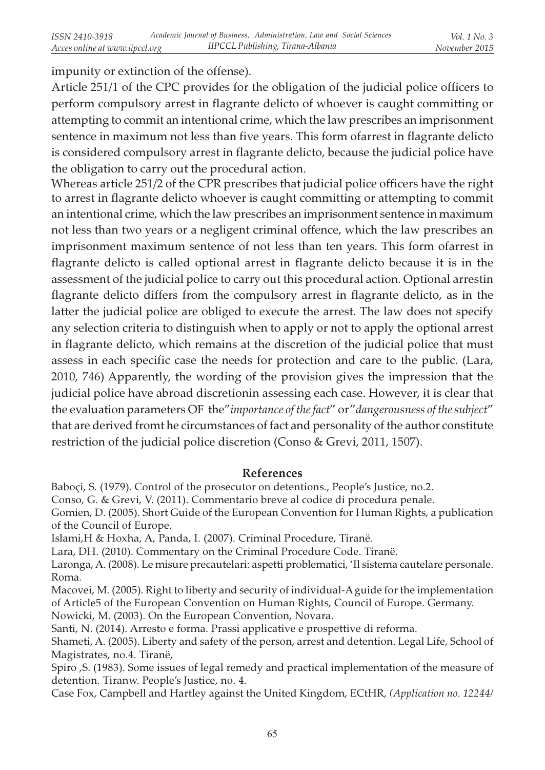impunity or extinction of the offense).

Article 251/1 of the CPC provides for the obligation of the judicial police officers to perform compulsory arrest in flagrante delicto of whoever is caught committing or attempting to commit an intentional crime, which the law prescribes an imprisonment sentence in maximum not less than five years. This form ofarrest in flagrante delicto is considered compulsory arrest in flagrante delicto, because the judicial police have the obligation to carry out the procedural action.

Whereas article 251/2 of the CPR prescribes that judicial police officers have the right to arrest in flagrante delicto whoever is caught committing or attempting to commit an intentional crime, which the law prescribes an imprisonment sentence in maximum not less than two years or a negligent criminal offence, which the law prescribes an imprisonment maximum sentence of not less than ten years. This form ofarrest in flagrante delicto is called optional arrest in flagrante delicto because it is in the assessment of the judicial police to carry out this procedural action. Optional arrestin flagrante delicto differs from the compulsory arrest in flagrante delicto, as in the latter the judicial police are obliged to execute the arrest. The law does not specify any selection criteria to distinguish when to apply or not to apply the optional arrest in flagrante delicto, which remains at the discretion of the judicial police that must assess in each specific case the needs for protection and care to the public. (Lara, 2010, 746) Apparently, the wording of the provision gives the impression that the judicial police have abroad discretionin assessing each case. However, it is clear that the evaluation parameters OF the"*importance of the fact*" or"*dangerousness of the subject*" that are derived fromt he circumstances of fact and personality of the author constitute restriction of the judicial police discretion (Conso & Grevi, 2011, 1507).

## References

Baboçi, S. (1979). Control of the prosecutor on detentions., People's Justice, no.2.

Conso, G. & Grevi, V. (2011). Commentario breve al codice di procedura penale.

Gomien, D. (2005). Short Guide of the European Convention for Human Rights, a publication of the Council of Europe.

Islami,H & Hoxha, A, Panda, I. (2007). Criminal Procedure, Tiranë.

Lara, DH. (2010). Commentary on the Criminal Procedure Code. Tiranë.

Laronga, A. (2008). Le misure precautelari: aspetti problematici, 'Il sistema cautelare personale. Roma.

Macovei, M. (2005). Right to liberty and security of individual-A guide for the implementation of Article5 of the European Convention on Human Rights, Council of Europe. Germany.

Nowicki, M. (2003). On the European Convention, Novara.

Santi, N. (2014). Arresto e forma. Prassi applicative e prospettive di reforma.

Shameti, A. (2005). Liberty and safety of the person, arrest and detention. Legal Life, School of Magistrates, no.4. Tiranë,

Spiro ,S. (1983). Some issues of legal remedy and practical implementation of the measure of detention. Tiranw. People's Justice, no. 4.

Case Fox, Campbell and Hartley against the United Kingdom, ECtHR, *(Application no. 12244/*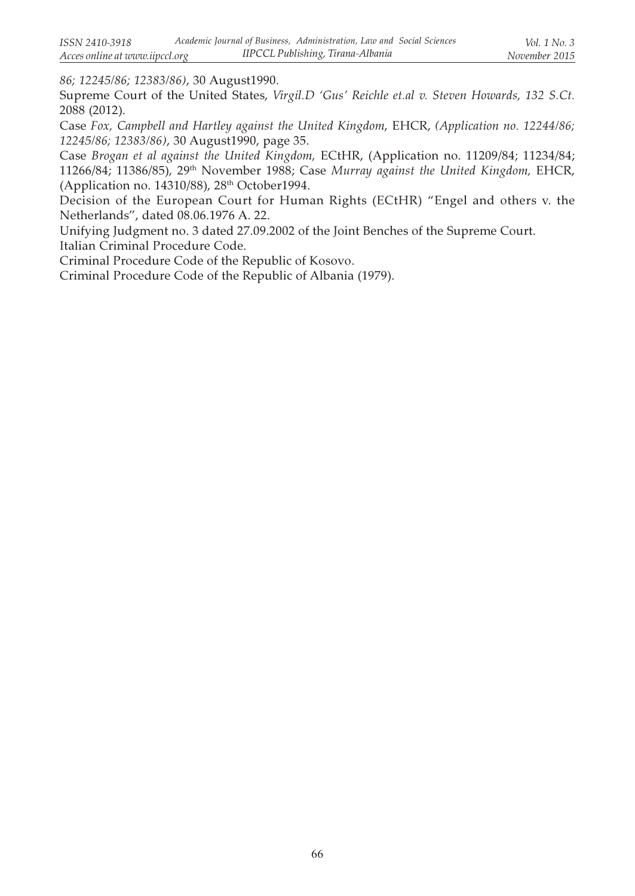*86; 12245/86; 12383/86)*, 30 August1990.

Supreme Court of the United States, *Virgil.D 'Gus' Reichle et.al v. Steven Howards, 132 S.Ct.* 2088 (2012).

Case *Fox, Campbell and Hartley against the United Kingdom*, EHCR, *(Application no. 12244/86; 12245/86; 12383/86)*, 30 August1990, page 35.

Case *Brogan et al against the United Kingdom,* ECtHR, (Application no. 11209/84; 11234/84; 11266/84; 11386/85), 29th November 1988; Case *Murray against the United Kingdom,* EHCR, (Application no. 14310/88), 28th October1994.

Decision of the European Court for Human Rights (ECtHR) "Engel and others v. the Netherlands", dated 08.06.1976 A. 22.

Unifying Judgment no. 3 dated 27.09.2002 of the Joint Benches of the Supreme Court.

Italian Criminal Procedure Code.

Criminal Procedure Code of the Republic of Kosovo.

Criminal Procedure Code of the Republic of Albania (1979).